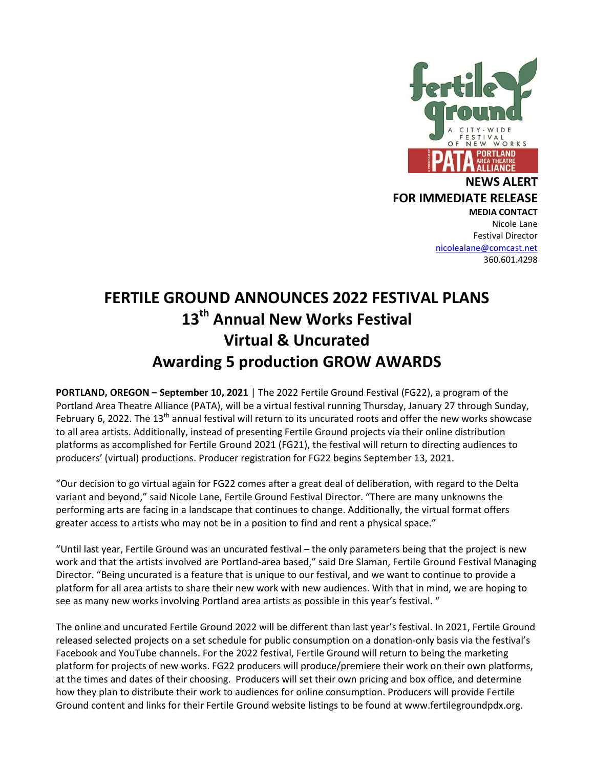**NEWS ALERT**

**FOR IMMEDIATE RELEASE**

**MEDIA CONTACT**
Nicole Lane
Festival Director
nicolealane@comcast.net
360.601.4298

# FERTILE GROUND ANNOUNCES 2022 FESTIVAL PLANS
## 13th Annual New Works Festival
## Virtual & Uncurated
## Awarding 5 production GROW AWARDS

**PORTLAND, OREGON – September 10, 2021** | The 2022 Fertile Ground Festival (FG22), a program of the Portland Area Theatre Alliance (PATA), will be a virtual festival running Thursday, January 27 through Sunday, February 6, 2022. The 13th annual festival will return to its uncurated roots and offer the new works showcase to all area artists. Additionally, instead of presenting Fertile Ground projects via their online distribution platforms as accomplished for Fertile Ground 2021 (FG21), the festival will return to directing audiences to producers' (virtual) productions. Producer registration for FG22 begins September 13, 2021.

"Our decision to go virtual again for FG22 comes after a great deal of deliberation, with regard to the Delta variant and beyond," said Nicole Lane, Fertile Ground Festival Director. "There are many unknowns the performing arts are facing in a landscape that continues to change. Additionally, the virtual format offers greater access to artists who may not be in a position to find and rent a physical space."

"Until last year, Fertile Ground was an uncurated festival – the only parameters being that the project is new work and that the artists involved are Portland-area based," said Dre Slaman, Fertile Ground Festival Managing Director. "Being uncurated is a feature that is unique to our festival, and we want to continue to provide a platform for all area artists to share their new work with new audiences. With that in mind, we are hoping to see as many new works involving Portland area artists as possible in this year's festival. "

The online and uncurated Fertile Ground 2022 will be different than last year's festival. In 2021, Fertile Ground released selected projects on a set schedule for public consumption on a donation-only basis via the festival's Facebook and YouTube channels. For the 2022 festival, Fertile Ground will return to being the marketing platform for projects of new works. FG22 producers will produce/premiere their work on their own platforms, at the times and dates of their choosing. Producers will set their own pricing and box office, and determine how they plan to distribute their work to audiences for online consumption. Producers will provide Fertile Ground content and links for their Fertile Ground website listings to be found at www.fertilegroundpdx.org.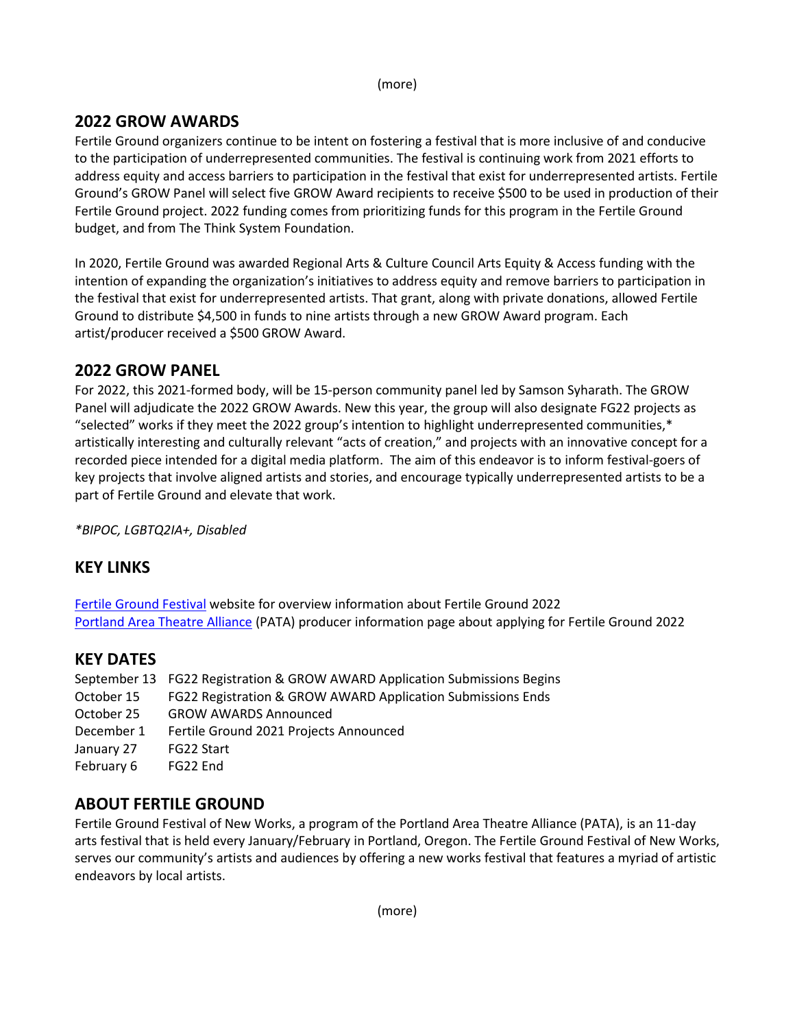(more)

## 2022 GROW AWARDS

Fertile Ground organizers continue to be intent on fostering a festival that is more inclusive of and conducive to the participation of underrepresented communities. The festival is continuing work from 2021 efforts to address equity and access barriers to participation in the festival that exist for underrepresented artists. Fertile Ground's GROW Panel will select five GROW Award recipients to receive $500 to be used in production of their Fertile Ground project. 2022 funding comes from prioritizing funds for this program in the Fertile Ground budget, and from The Think System Foundation.

In 2020, Fertile Ground was awarded Regional Arts & Culture Council Arts Equity & Access funding with the intention of expanding the organization's initiatives to address equity and remove barriers to participation in the festival that exist for underrepresented artists. That grant, along with private donations, allowed Fertile Ground to distribute $4,500 in funds to nine artists through a new GROW Award program. Each artist/producer received a $500 GROW Award.

## 2022 GROW PANEL

For 2022, this 2021-formed body, will be 15-person community panel led by Samson Syharath. The GROW Panel will adjudicate the 2022 GROW Awards. New this year, the group will also designate FG22 projects as "selected" works if they meet the 2022 group's intention to highlight underrepresented communities,* artistically interesting and culturally relevant "acts of creation," and projects with an innovative concept for a recorded piece intended for a digital media platform. The aim of this endeavor is to inform festival-goers of key projects that involve aligned artists and stories, and encourage typically underrepresented artists to be a part of Fertile Ground and elevate that work.

*\*BIPOC, LGBTQ2IA+, Disabled*

## KEY LINKS

[Fertile Ground Festival]() website for overview information about Fertile Ground 2022
[Portland Area Theatre Alliance]() (PATA) producer information page about applying for Fertile Ground 2022

## KEY DATES

| | |
|---|---|
| September 13 | FG22 Registration & GROW AWARD Application Submissions Begins |
| October 15 | FG22 Registration & GROW AWARD Application Submissions Ends |
| October 25 | GROW AWARDS Announced |
| December 1 | Fertile Ground 2021 Projects Announced |
| January 27 | FG22 Start |
| February 6 | FG22 End |

## ABOUT FERTILE GROUND

Fertile Ground Festival of New Works, a program of the Portland Area Theatre Alliance (PATA), is an 11-day arts festival that is held every January/February in Portland, Oregon. The Fertile Ground Festival of New Works, serves our community's artists and audiences by offering a new works festival that features a myriad of artistic endeavors by local artists.

(more)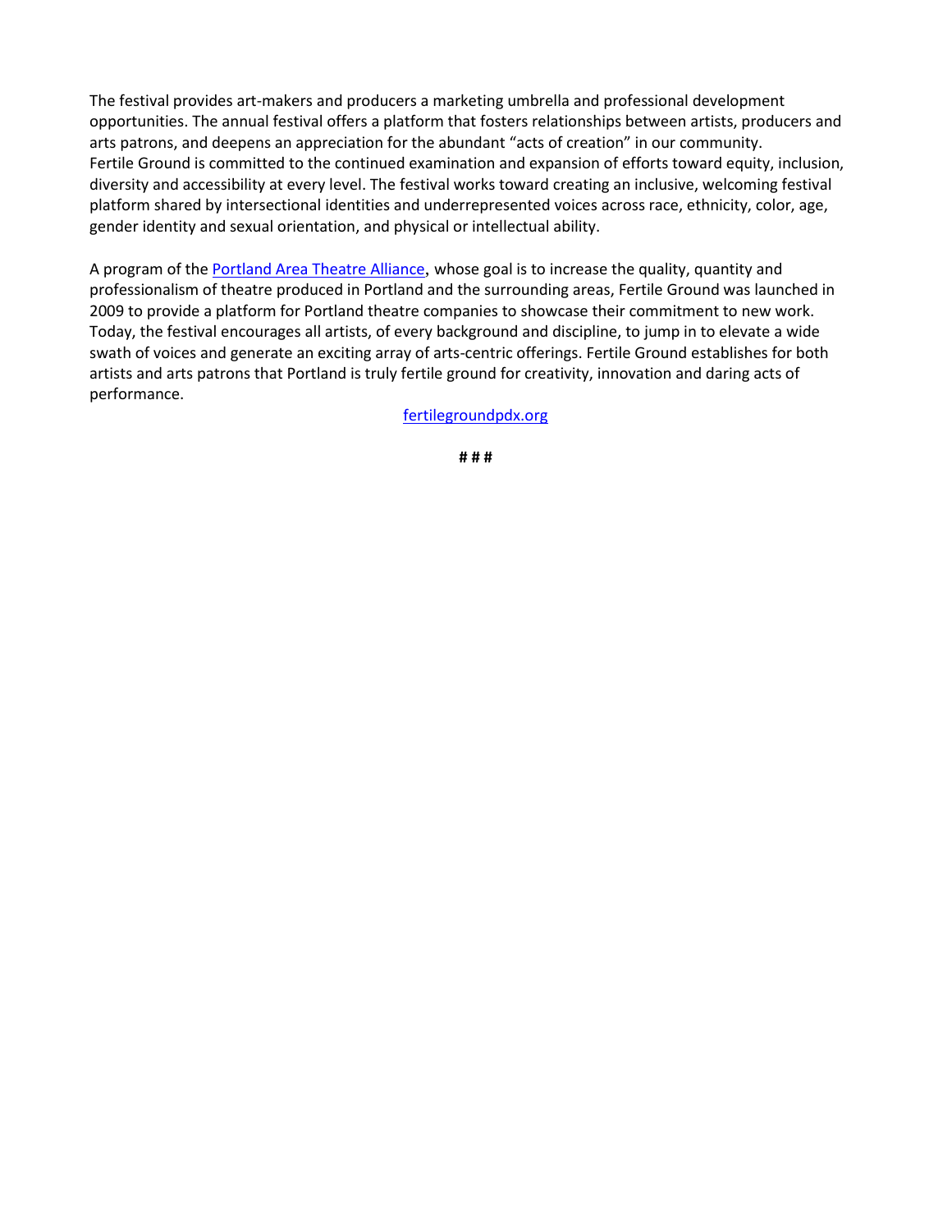The festival provides art-makers and producers a marketing umbrella and professional development opportunities. The annual festival offers a platform that fosters relationships between artists, producers and arts patrons, and deepens an appreciation for the abundant "acts of creation" in our community.
Fertile Ground is committed to the continued examination and expansion of efforts toward equity, inclusion, diversity and accessibility at every level. The festival works toward creating an inclusive, welcoming festival platform shared by intersectional identities and underrepresented voices across race, ethnicity, color, age, gender identity and sexual orientation, and physical or intellectual ability.

A program of the [Portland Area Theatre Alliance](), whose goal is to increase the quality, quantity and professionalism of theatre produced in Portland and the surrounding areas, Fertile Ground was launched in 2009 to provide a platform for Portland theatre companies to showcase their commitment to new work. Today, the festival encourages all artists, of every background and discipline, to jump in to elevate a wide swath of voices and generate an exciting array of arts-centric offerings. Fertile Ground establishes for both artists and arts patrons that Portland is truly fertile ground for creativity, innovation and daring acts of performance.

fertilegroundpdx.org

**# # #**